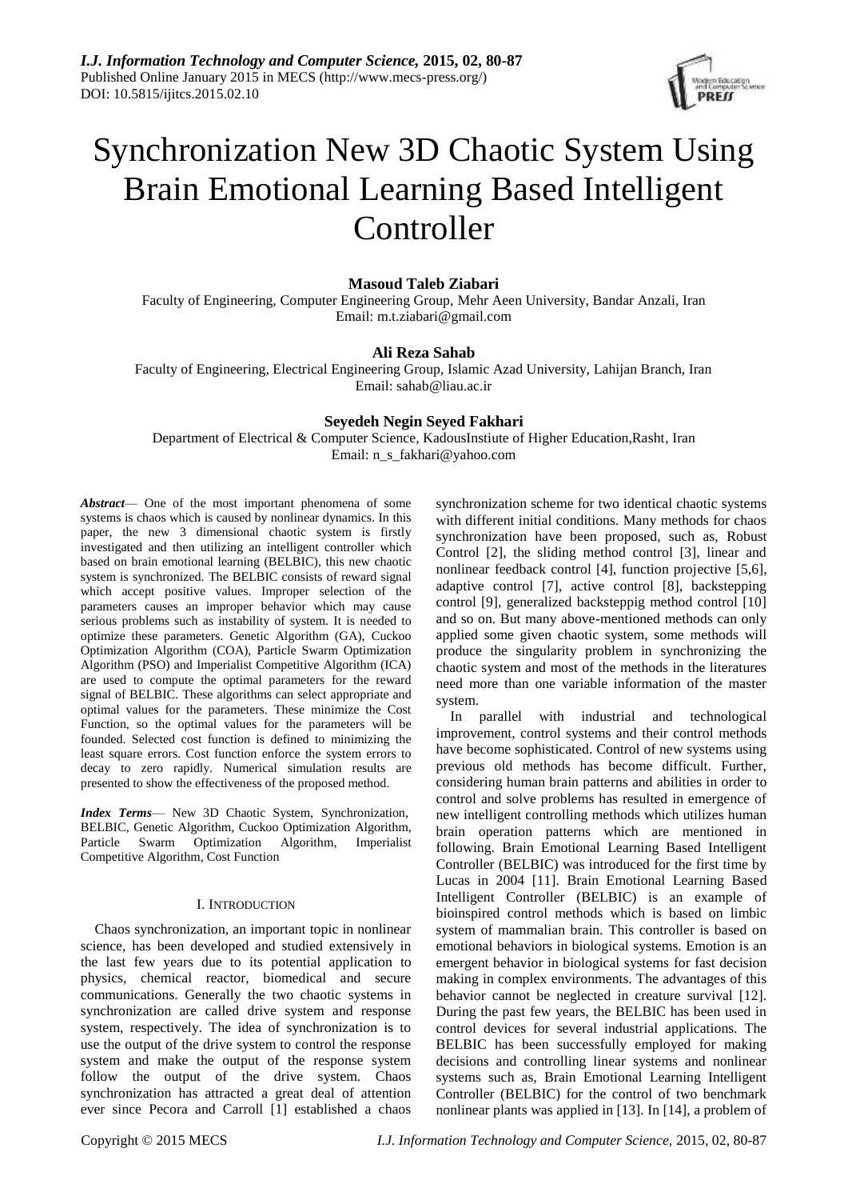# Synchronization New 3D Chaotic System Using Brain Emotional Learning Based Intelligent Controller

**Masoud Taleb Ziabari**

Faculty of Engineering, Computer Engineering Group, Mehr Aeen University, Bandar Anzali, Iran
Email: m.t.ziabari@gmail.com

**Ali Reza Sahab**

Faculty of Engineering, Electrical Engineering Group, Islamic Azad University, Lahijan Branch, Iran
Email: sahab@liau.ac.ir

**Seyedeh Negin Seyed Fakhari**

Department of Electrical & Computer Science, KadousInstiute of Higher Education,Rasht, Iran
Email: n_s_fakhari@yahoo.com

***Abstract*** — One of the most important phenomena of some systems is chaos which is caused by nonlinear dynamics. In this paper, the new 3 dimensional chaotic system is firstly investigated and then utilizing an intelligent controller which based on brain emotional learning (BELBIC), this new chaotic system is synchronized. The BELBIC consists of reward signal which accept positive values. Improper selection of the parameters causes an improper behavior which may cause serious problems such as instability of system. It is needed to optimize these parameters. Genetic Algorithm (GA), Cuckoo Optimization Algorithm (COA), Particle Swarm Optimization Algorithm (PSO) and Imperialist Competitive Algorithm (ICA) are used to compute the optimal parameters for the reward signal of BELBIC. These algorithms can select appropriate and optimal values for the parameters. These minimize the Cost Function, so the optimal values for the parameters will be founded. Selected cost function is defined to minimizing the least square errors. Cost function enforce the system errors to decay to zero rapidly. Numerical simulation results are presented to show the effectiveness of the proposed method.

***Index Terms*** — New 3D Chaotic System, Synchronization, BELBIC, Genetic Algorithm, Cuckoo Optimization Algorithm, Particle Swarm Optimization Algorithm, Imperialist Competitive Algorithm, Cost Function

## I. INTRODUCTION

Chaos synchronization, an important topic in nonlinear science, has been developed and studied extensively in the last few years due to its potential application to physics, chemical reactor, biomedical and secure communications. Generally the two chaotic systems in synchronization are called drive system and response system, respectively. The idea of synchronization is to use the output of the drive system to control the response system and make the output of the response system follow the output of the drive system. Chaos synchronization has attracted a great deal of attention ever since Pecora and Carroll [1] established a chaos synchronization scheme for two identical chaotic systems with different initial conditions. Many methods for chaos synchronization have been proposed, such as, Robust Control [2], the sliding method control [3], linear and nonlinear feedback control [4], function projective [5,6], adaptive control [7], active control [8], backstepping control [9], generalized backsteppig method control [10] and so on. But many above-mentioned methods can only applied some given chaotic system, some methods will produce the singularity problem in synchronizing the chaotic system and most of the methods in the literatures need more than one variable information of the master system.

In parallel with industrial and technological improvement, control systems and their control methods have become sophisticated. Control of new systems using previous old methods has become difficult. Further, considering human brain patterns and abilities in order to control and solve problems has resulted in emergence of new intelligent controlling methods which utilizes human brain operation patterns which are mentioned in following. Brain Emotional Learning Based Intelligent Controller (BELBIC) was introduced for the first time by Lucas in 2004 [11]. Brain Emotional Learning Based Intelligent Controller (BELBIC) is an example of bioinspired control methods which is based on limbic system of mammalian brain. This controller is based on emotional behaviors in biological systems. Emotion is an emergent behavior in biological systems for fast decision making in complex environments. The advantages of this behavior cannot be neglected in creature survival [12]. During the past few years, the BELBIC has been used in control devices for several industrial applications. The BELBIC has been successfully employed for making decisions and controlling linear systems and nonlinear systems such as, Brain Emotional Learning Intelligent Controller (BELBIC) for the control of two benchmark nonlinear plants was applied in [13]. In [14], a problem of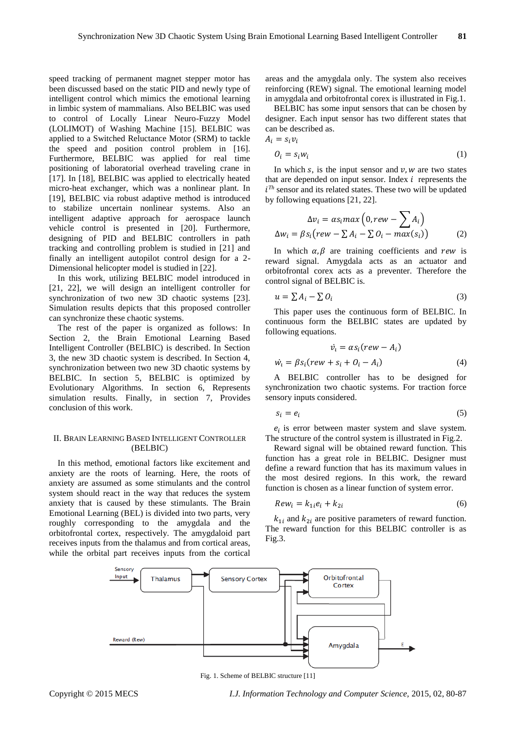speed tracking of permanent magnet stepper motor has been discussed based on the static PID and newly type of intelligent control which mimics the emotional learning in limbic system of mammalians. Also BELBIC was used to control of Locally Linear Neuro-Fuzzy Model (LOLIMOT) of Washing Machine [15]. BELBIC was applied to a Switched Reluctance Motor (SRM) to tackle the speed and position control problem in [16]. Furthermore, BELBIC was applied for real time positioning of laboratorial overhead traveling crane in [17]. In [18], BELBIC was applied to electrically heated micro-heat exchanger, which was a nonlinear plant. In [19], BELBIC via robust adaptive method is introduced to stabilize uncertain nonlinear systems. Also an intelligent adaptive approach for aerospace launch vehicle control is presented in [20]. Furthermore, designing of PID and BELBIC controllers in path tracking and controlling problem is studied in [21] and finally an intelligent autopilot control design for a 2-Dimensional helicopter model is studied in [22].

In this work, utilizing BELBIC model introduced in [21, 22], we will design an intelligent controller for synchronization of two new 3D chaotic systems [23]. Simulation results depicts that this proposed controller can synchronize these chaotic systems.

The rest of the paper is organized as follows: In Section 2, the Brain Emotional Learning Based Intelligent Controller (BELBIC) is described. In Section 3, the new 3D chaotic system is described. In Section 4, synchronization between two new 3D chaotic systems by BELBIC. In section 5, BELBIC is optimized by Evolutionary Algorithms. In section 6, Represents simulation results. Finally, in section 7, Provides conclusion of this work.

## II. Brain Learning Based Intelligent Controller (BELBIC)

In this method, emotional factors like excitement and anxiety are the roots of learning. Here, the roots of anxiety are assumed as some stimulants and the control system should react in the way that reduces the system anxiety that is caused by these stimulants. The Brain Emotional Learning (BEL) is divided into two parts, very roughly corresponding to the amygdala and the orbitofrontal cortex, respectively. The amygdaloid part receives inputs from the thalamus and from cortical areas, while the orbital part receives inputs from the cortical areas and the amygdala only. The system also receives reinforcing (REW) signal. The emotional learning model in amygdala and orbitofrontal corex is illustrated in Fig.1.

BELBIC has some input sensors that can be chosen by designer. Each input sensor has two different states that can be described as.

$$A_i = s_i v_i$$
$$O_i = s_i w_i \tag{1}$$

In which $s$, is the input sensor and $v, w$ are two states that are depended on input sensor. Index $i$ represents the $i^{Th}$ sensor and its related states. These two will be updated by following equations [21, 22].

$$\Delta v_i = \alpha s_i max\left(0, rew - \sum A_i\right)$$
$$\Delta w_i = \beta s_i\left(rew - \sum A_i - \sum O_i - max(s_i)\right) \tag{2}$$

In which $\alpha, \beta$ are training coefficients and $rew$ is reward signal. Amygdala acts as an actuator and orbitofrontal corex acts as a preventer. Therefore the control signal of BELBIC is.

$$u = \sum A_i - \sum O_i \tag{3}$$

This paper uses the continuous form of BELBIC. In continuous form the BELBIC states are updated by following equations.

$$\dot{v}_i = \alpha s_i (rew - A_i)$$
$$\dot{w}_i = \beta s_i (rew + s_i + O_i - A_i) \tag{4}$$

A BELBIC controller has to be designed for synchronization two chaotic systems. For traction force sensory inputs considered.

$$s_i = e_i \tag{5}$$

$e_i$ is error between master system and slave system. The structure of the control system is illustrated in Fig.2.

Reward signal will be obtained reward function. This function has a great role in BELBIC. Designer must define a reward function that has its maximum values in the most desired regions. In this work, the reward function is chosen as a linear function of system error.

$$Rew_i = k_{1i} e_i + k_{2i} \tag{6}$$

$k_{1i}$ and $k_{2i}$ are positive parameters of reward function. The reward function for this BELBIC controller is as Fig.3.

Sensory Input
Thalamus
Sensory Cortex
Orbitofrontal Cortex
Reward (Rew)
Amygdala
E

Fig. 1. Scheme of BELBIC structure [11]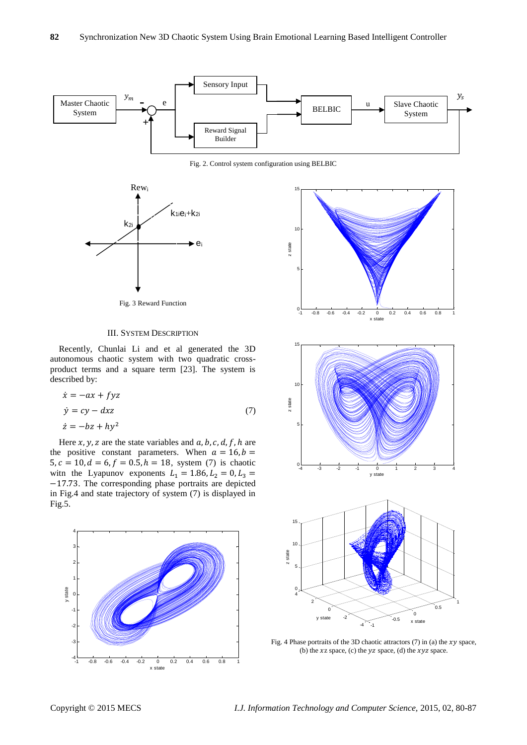Master Chaotic System

$y_m$

e

Sensory Input

Reward Signal Builder

BELBIC

u

Slave Chaotic System

$y_s$

Fig. 2. Control system configuration using BELBIC

Rew$_i$

$k_{1i}e_i+k_{2i}$

$k_{2i}$

$e_i$

Fig. 3 Reward Function

### III. SYSTEM DESCRIPTION

Recently, Chunlai Li and et al generated the 3D autonomous chaotic system with two quadratic cross-product terms and a square term [23]. The system is described by:

$$\dot{x} = -ax + fyz$$
$$\dot{y} = cy - dxz \tag{7}$$
$$\dot{z} = -bz + hy^2$$

Here $x, y, z$ are the state variables and $a, b, c, d, f, h$ are the positive constant parameters. When $a = 16, b = 5, c = 10, d = 6, f = 0.5, h = 18$, system (7) is chaotic witn the Lyapunov exponents $L_1 = 1.86, L_2 = 0, L_3 = -17.73$. The corresponding phase portraits are depicted in Fig.4 and state trajectory of system (7) is displayed in Fig.5.

Fig. 4 Phase portraits of the 3D chaotic attractors (7) in (a) the $xy$ space, (b) the $xz$ space, (c) the $yz$ space, (d) the $xyz$ space.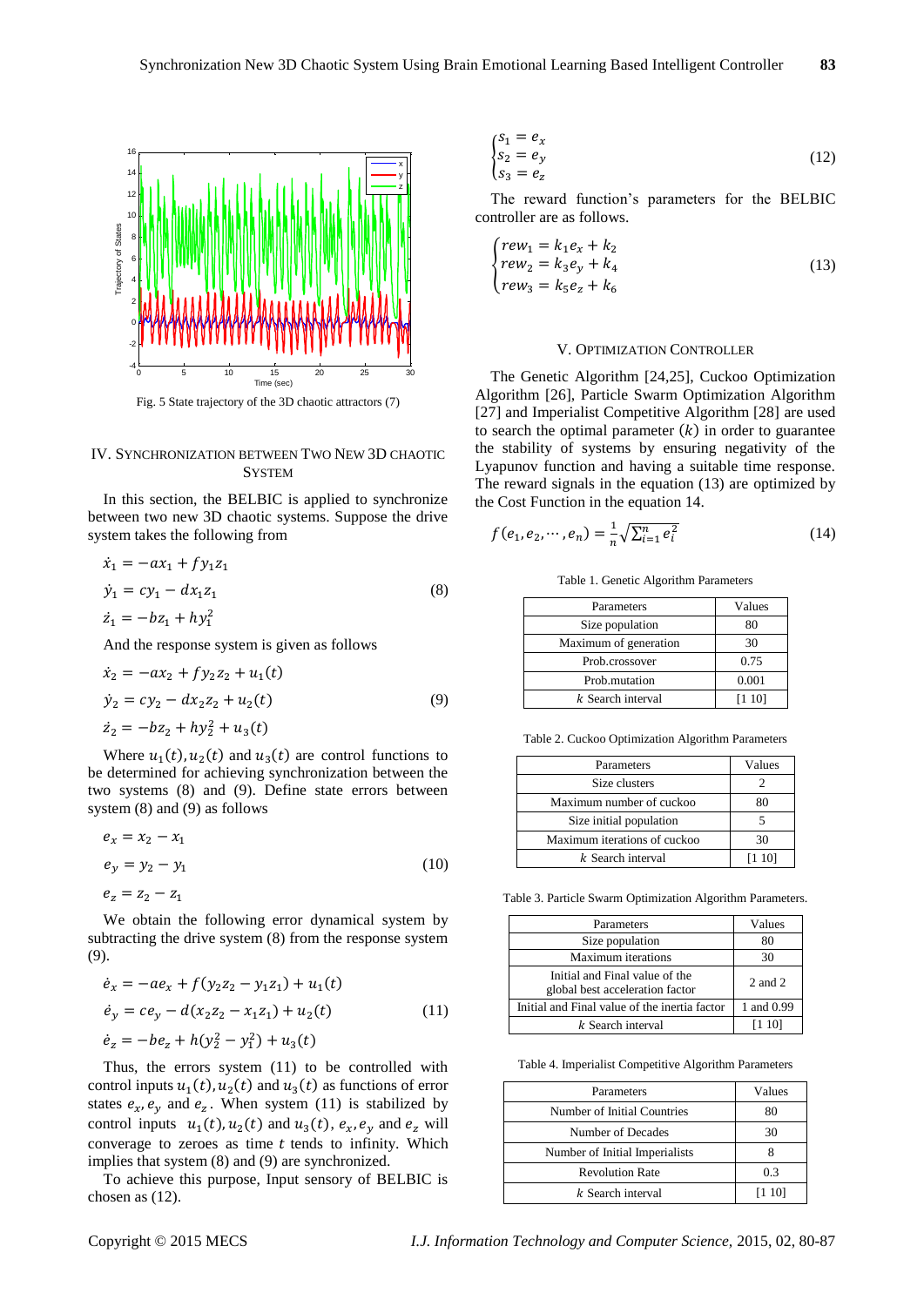16
14
12
10
8
6
4
2
0
-2
-4
0 5 10 15 20 25 30
Time (sec)
Trajectory of States
x
y
z

Fig. 5 State trajectory of the 3D chaotic attractors (7)

## IV. Synchronization between Two New 3D Chaotic System

In this section, the BELBIC is applied to synchronize between two new 3D chaotic systems. Suppose the drive system takes the following from

$$\begin{aligned} \dot{x}_1 &= -ax_1 + fy_1z_1 \\ \dot{y}_1 &= cy_1 - dx_1z_1 \\ \dot{z}_1 &= -bz_1 + hy_1^2 \end{aligned} \tag{8}$$

And the response system is given as follows

$$\begin{aligned} \dot{x}_2 &= -ax_2 + fy_2z_2 + u_1(t) \\ \dot{y}_2 &= cy_2 - dx_2z_2 + u_2(t) \\ \dot{z}_2 &= -bz_2 + hy_2^2 + u_3(t) \end{aligned} \tag{9}$$

Where $u_1(t), u_2(t)$ and $u_3(t)$ are control functions to be determined for achieving synchronization between the two systems (8) and (9). Define state errors between system (8) and (9) as follows

$$\begin{aligned} e_x &= x_2 - x_1 \\ e_y &= y_2 - y_1 \\ e_z &= z_2 - z_1 \end{aligned} \tag{10}$$

We obtain the following error dynamical system by subtracting the drive system (8) from the response system (9).

$$\begin{aligned} \dot{e}_x &= -ae_x + f(y_2z_2 - y_1z_1) + u_1(t) \\ \dot{e}_y &= ce_y - d(x_2z_2 - x_1z_1) + u_2(t) \\ \dot{e}_z &= -be_z + h(y_2^2 - y_1^2) + u_3(t) \end{aligned} \tag{11}$$

Thus, the errors system (11) to be controlled with control inputs $u_1(t), u_2(t)$ and $u_3(t)$ as functions of error states $e_x, e_y$ and $e_z$. When system (11) is stabilized by control inputs $u_1(t), u_2(t)$ and $u_3(t)$, $e_x, e_y$ and $e_z$ will converage to zeroes as time $t$ tends to infinity. Which implies that system (8) and (9) are synchronized.

To achieve this purpose, Input sensory of BELBIC is chosen as (12).

$$\begin{cases} s_1 = e_x \\ s_2 = e_y \\ s_3 = e_z \end{cases} \tag{12}$$

The reward function's parameters for the BELBIC controller are as follows.

$$\begin{cases} rew_1 = k_1e_x + k_2 \\ rew_2 = k_3e_y + k_4 \\ rew_3 = k_5e_z + k_6 \end{cases} \tag{13}$$

## V. Optimization Controller

The Genetic Algorithm [24,25], Cuckoo Optimization Algorithm [26], Particle Swarm Optimization Algorithm [27] and Imperialist Competitive Algorithm [28] are used to search the optimal parameter $(k)$ in order to guarantee the stability of systems by ensuring negativity of the Lyapunov function and having a suitable time response. The reward signals in the equation (13) are optimized by the Cost Function in the equation 14.

$$f(e_1, e_2, \cdots, e_n) = \frac{1}{n}\sqrt{\sum_{i=1}^{n} e_i^2} \tag{14}$$

Table 1. Genetic Algorithm Parameters

| Parameters | Values |
|---|---|
| Size population | 80 |
| Maximum of generation | 30 |
| Prob.crossover | 0.75 |
| Prob.mutation | 0.001 |
| $k$ Search interval | [1 10] |

Table 2. Cuckoo Optimization Algorithm Parameters

| Parameters | Values |
|---|---|
| Size clusters | 2 |
| Maximum number of cuckoo | 80 |
| Size initial population | 5 |
| Maximum iterations of cuckoo | 30 |
| $k$ Search interval | [1 10] |

Table 3. Particle Swarm Optimization Algorithm Parameters.

| Parameters | Values |
|---|---|
| Size population | 80 |
| Maximum iterations | 30 |
| Initial and Final value of the global best acceleration factor | 2 and 2 |
| Initial and Final value of the inertia factor | 1 and 0.99 |
| $k$ Search interval | [1 10] |

Table 4. Imperialist Competitive Algorithm Parameters

| Parameters | Values |
|---|---|
| Number of Initial Countries | 80 |
| Number of Decades | 30 |
| Number of Initial Imperialists | 8 |
| Revolution Rate | 0.3 |
| $k$ Search interval | [1 10] |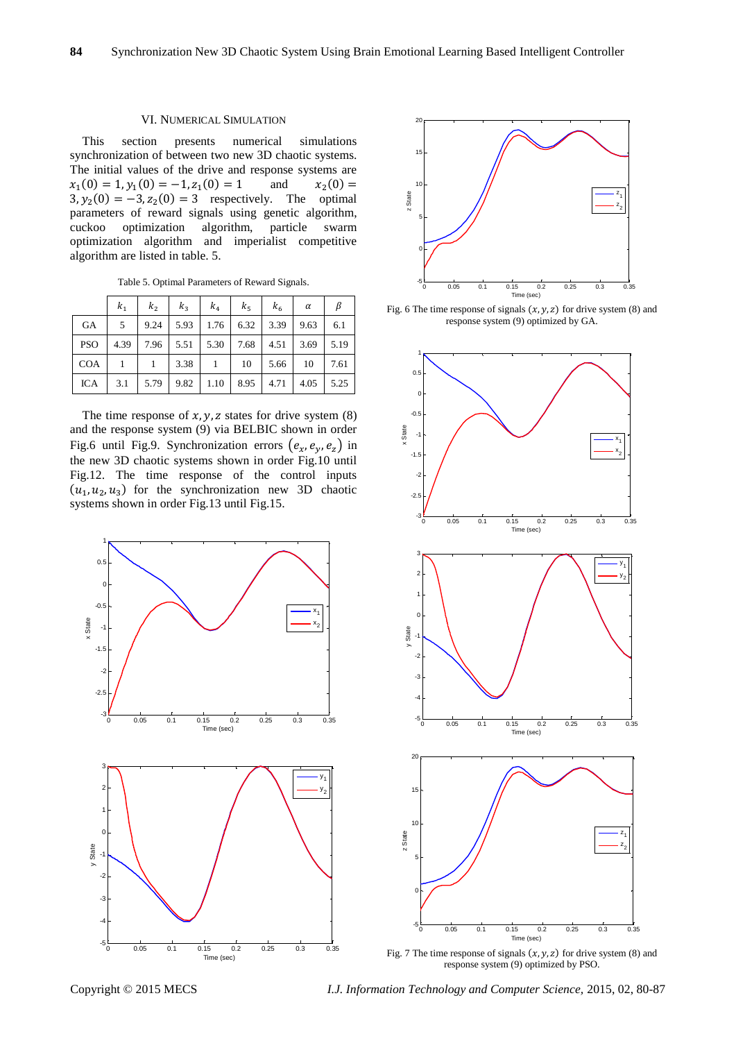## VI. Numerical Simulation

This section presents numerical simulations synchronization of between two new 3D chaotic systems. The initial values of the drive and response systems are $x_1(0) = 1, y_1(0) = -1, z_1(0) = 1$ and $x_2(0) = 3, y_2(0) = -3, z_2(0) = 3$ respectively. The optimal parameters of reward signals using genetic algorithm, cuckoo optimization algorithm, particle swarm optimization algorithm and imperialist competitive algorithm are listed in table. 5.

Table 5. Optimal Parameters of Reward Signals.

| | $k_1$ | $k_2$ | $k_3$ | $k_4$ | $k_5$ | $k_6$ | $\alpha$ | $\beta$ |
|---|---|---|---|---|---|---|---|---|
| GA | 5 | 9.24 | 5.93 | 1.76 | 6.32 | 3.39 | 9.63 | 6.1 |
| PSO | 4.39 | 7.96 | 5.51 | 5.30 | 7.68 | 4.51 | 3.69 | 5.19 |
| COA | 1 | 1 | 3.38 | 1 | 10 | 5.66 | 10 | 7.61 |
| ICA | 3.1 | 5.79 | 9.82 | 1.10 | 8.95 | 4.71 | 4.05 | 5.25 |

The time response of $x, y, z$ states for drive system (8) and the response system (9) via BELBIC shown in order Fig.6 until Fig.9. Synchronization errors $(e_x, e_y, e_z)$ in the new 3D chaotic systems shown in order Fig.10 until Fig.12. The time response of the control inputs $(u_1, u_2, u_3)$ for the synchronization new 3D chaotic systems shown in order Fig.13 until Fig.15.

Fig. 6 The time response of signals $(x, y, z)$ for drive system (8) and response system (9) optimized by GA.

Fig. 7 The time response of signals $(x, y, z)$ for drive system (8) and response system (9) optimized by PSO.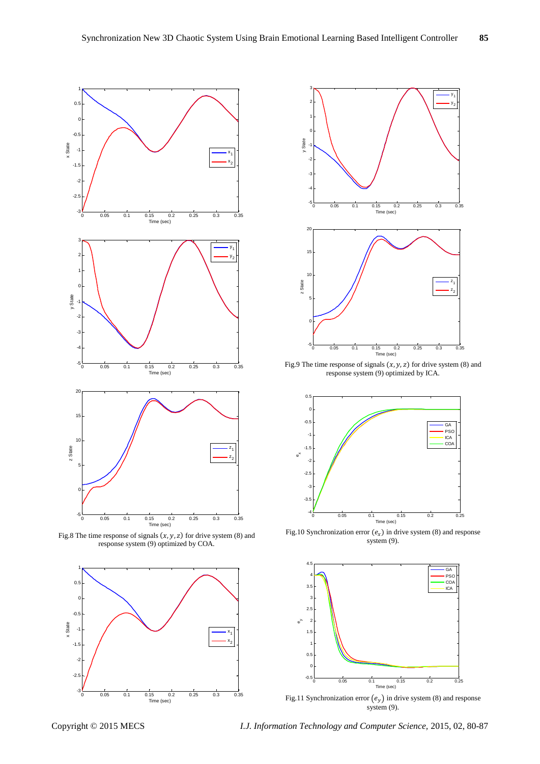x State

Time (sec)

$x_1$

$x_2$

y State

Time (sec)

$y_1$

$y_2$

z State

Time (sec)

$z_1$

$z_2$

Fig.8 The time response of signals $(x, y, z)$ for drive system (8) and response system (9) optimized by COA.

x State

Time (sec)

$x_1$

$x_2$

y State

Time (sec)

$y_1$

$y_2$

z State

Time (sec)

$z_1$

$z_2$

Fig.9 The time response of signals $(x, y, z)$ for drive system (8) and response system (9) optimized by ICA.

$e_x$

Time (sec)

GA

PSO

ICA

COA

Fig.10 Synchronization error $(e_x)$ in drive system (8) and response system (9).

$e_y$

Time (sec)

GA

PSO

COA

ICA

Fig.11 Synchronization error $(e_y)$ in drive system (8) and response system (9).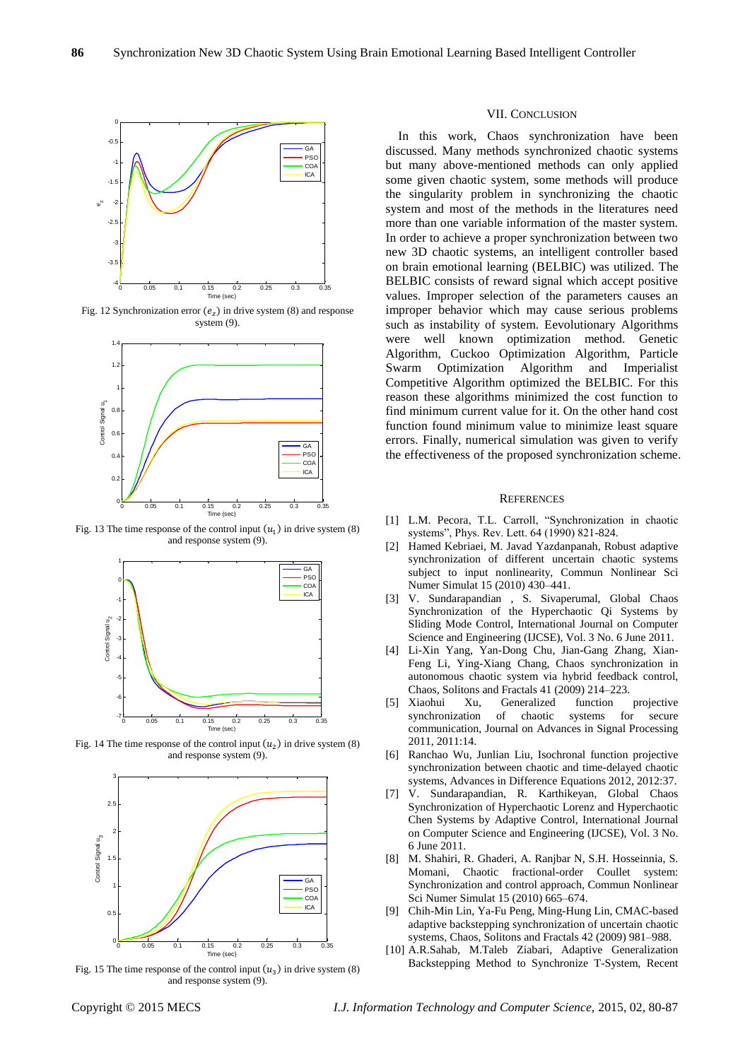0
-0.5
-1
-1.5
-2
-2.5
-3
-3.5
-4
$e_z$
0 0.05 0.1 0.15 0.2 0.25 0.3 0.35
Time (sec)
GA
PSO
COA
ICA

Fig. 12 Synchronization error ($e_z$) in drive system (8) and response system (9).

1.4
1.2
1
0.8
0.6
0.4
0.2
0
Control Signal $u_1$
0 0.05 0.1 0.15 0.2 0.25 0.3 0.35
Time (sec)
GA
PSO
COA
ICA

Fig. 13 The time response of the control input ($u_1$) in drive system (8) and response system (9).

1
0
-1
-2
-3
-4
-5
-6
-7
Control Signal $u_2$
0 0.05 0.1 0.15 0.2 0.25 0.3 0.35
Time (sec)
GA
PSO
COA
ICA

Fig. 14 The time response of the control input ($u_2$) in drive system (8) and response system (9).

3
2.5
2
1.5
1
0.5
0
Control Signal $u_3$
0 0.05 0.1 0.15 0.2 0.25 0.3 0.35
Time (sec)
GA
PSO
COA
ICA

Fig. 15 The time response of the control input ($u_3$) in drive system (8) and response system (9).

## VII. Conclusion

In this work, Chaos synchronization have been discussed. Many methods synchronized chaotic systems but many above-mentioned methods can only applied some given chaotic system, some methods will produce the singularity problem in synchronizing the chaotic system and most of the methods in the literatures need more than one variable information of the master system. In order to achieve a proper synchronization between two new 3D chaotic systems, an intelligent controller based on brain emotional learning (BELBIC) was utilized. The BELBIC consists of reward signal which accept positive values. Improper selection of the parameters causes an improper behavior which may cause serious problems such as instability of system. Eevolutionary Algorithms were well known optimization method. Genetic Algorithm, Cuckoo Optimization Algorithm, Particle Swarm Optimization Algorithm and Imperialist Competitive Algorithm optimized the BELBIC. For this reason these algorithms minimized the cost function to find minimum current value for it. On the other hand cost function found minimum value to minimize least square errors. Finally, numerical simulation was given to verify the effectiveness of the proposed synchronization scheme.

## References

[1] L.M. Pecora, T.L. Carroll, "Synchronization in chaotic systems", Phys. Rev. Lett. 64 (1990) 821-824.

[2] Hamed Kebriaei, M. Javad Yazdanpanah, Robust adaptive synchronization of different uncertain chaotic systems subject to input nonlinearity, Commun Nonlinear Sci Numer Simulat 15 (2010) 430–441.

[3] V. Sundarapandian , S. Sivaperumal, Global Chaos Synchronization of the Hyperchaotic Qi Systems by Sliding Mode Control, International Journal on Computer Science and Engineering (IJCSE), Vol. 3 No. 6 June 2011.

[4] Li-Xin Yang, Yan-Dong Chu, Jian-Gang Zhang, Xian-Feng Li, Ying-Xiang Chang, Chaos synchronization in autonomous chaotic system via hybrid feedback control, Chaos, Solitons and Fractals 41 (2009) 214–223.

[5] Xiaohui Xu, Generalized function projective synchronization of chaotic systems for secure communication, Journal on Advances in Signal Processing 2011, 2011:14.

[6] Ranchao Wu, Junlian Liu, Isochronal function projective synchronization between chaotic and time-delayed chaotic systems, Advances in Difference Equations 2012, 2012:37.

[7] V. Sundarapandian, R. Karthikeyan, Global Chaos Synchronization of Hyperchaotic Lorenz and Hyperchaotic Chen Systems by Adaptive Control, International Journal on Computer Science and Engineering (IJCSE), Vol. 3 No. 6 June 2011.

[8] M. Shahiri, R. Ghaderi, A. Ranjbar N, S.H. Hosseinnia, S. Momani, Chaotic fractional-order Coullet system: Synchronization and control approach, Commun Nonlinear Sci Numer Simulat 15 (2010) 665–674.

[9] Chih-Min Lin, Ya-Fu Peng, Ming-Hung Lin, CMAC-based adaptive backstepping synchronization of uncertain chaotic systems, Chaos, Solitons and Fractals 42 (2009) 981–988.

[10] A.R.Sahab, M.Taleb Ziabari, Adaptive Generalization Backstepping Method to Synchronize T-System, Recent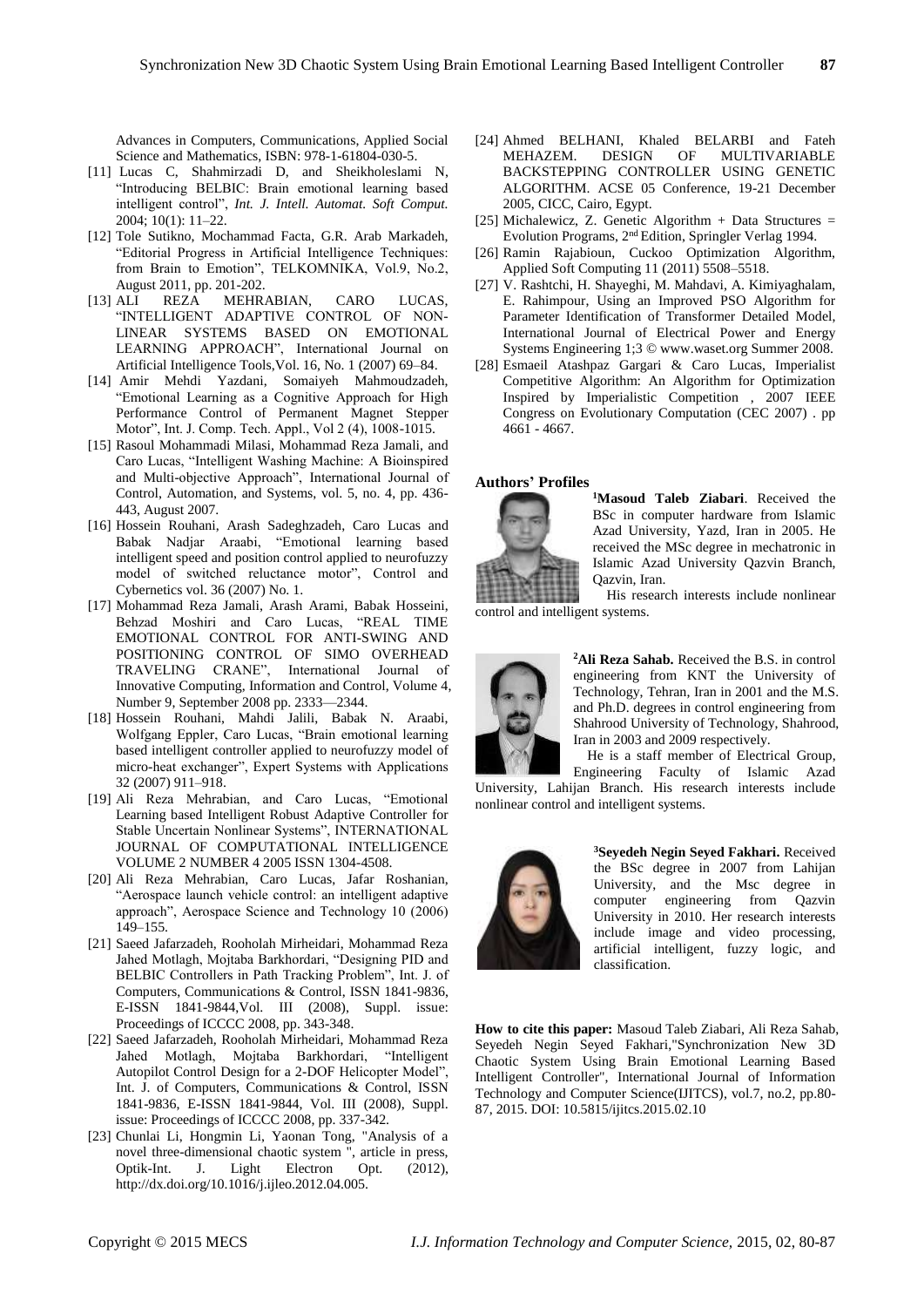Advances in Computers, Communications, Applied Social Science and Mathematics, ISBN: 978-1-61804-030-5.

[11] Lucas C, Shahmirzadi D, and Sheikholeslami N, "Introducing BELBIC: Brain emotional learning based intelligent control", *Int. J. Intell. Automat. Soft Comput.* 2004; 10(1): 11–22.

[12] Tole Sutikno, Mochammad Facta, G.R. Arab Markadeh, "Editorial Progress in Artificial Intelligence Techniques: from Brain to Emotion", TELKOMNIKA, Vol.9, No.2, August 2011, pp. 201-202.

[13] ALI REZA MEHRABIAN, CARO LUCAS, "INTELLIGENT ADAPTIVE CONTROL OF NON-LINEAR SYSTEMS BASED ON EMOTIONAL LEARNING APPROACH", International Journal on Artificial Intelligence Tools,Vol. 16, No. 1 (2007) 69–84.

[14] Amir Mehdi Yazdani, Somaiyeh Mahmoudzadeh, "Emotional Learning as a Cognitive Approach for High Performance Control of Permanent Magnet Stepper Motor", Int. J. Comp. Tech. Appl., Vol 2 (4), 1008-1015.

[15] Rasoul Mohammadi Milasi, Mohammad Reza Jamali, and Caro Lucas, "Intelligent Washing Machine: A Bioinspired and Multi-objective Approach", International Journal of Control, Automation, and Systems, vol. 5, no. 4, pp. 436-443, August 2007.

[16] Hossein Rouhani, Arash Sadeghzadeh, Caro Lucas and Babak Nadjar Araabi, "Emotional learning based intelligent speed and position control applied to neurofuzzy model of switched reluctance motor", Control and Cybernetics vol. 36 (2007) No. 1.

[17] Mohammad Reza Jamali, Arash Arami, Babak Hosseini, Behzad Moshiri and Caro Lucas, "REAL TIME EMOTIONAL CONTROL FOR ANTI-SWING AND POSITIONING CONTROL OF SIMO OVERHEAD TRAVELING CRANE", International Journal of Innovative Computing, Information and Control, Volume 4, Number 9, September 2008 pp. 2333—2344.

[18] Hossein Rouhani, Mahdi Jalili, Babak N. Araabi, Wolfgang Eppler, Caro Lucas, "Brain emotional learning based intelligent controller applied to neurofuzzy model of micro-heat exchanger", Expert Systems with Applications 32 (2007) 911–918.

[19] Ali Reza Mehrabian, and Caro Lucas, "Emotional Learning based Intelligent Robust Adaptive Controller for Stable Uncertain Nonlinear Systems", INTERNATIONAL JOURNAL OF COMPUTATIONAL INTELLIGENCE VOLUME 2 NUMBER 4 2005 ISSN 1304-4508.

[20] Ali Reza Mehrabian, Caro Lucas, Jafar Roshanian, "Aerospace launch vehicle control: an intelligent adaptive approach", Aerospace Science and Technology 10 (2006) 149–155.

[21] Saeed Jafarzadeh, Rooholah Mirheidari, Mohammad Reza Jahed Motlagh, Mojtaba Barkhordari, "Designing PID and BELBIC Controllers in Path Tracking Problem", Int. J. of Computers, Communications & Control, ISSN 1841-9836, E-ISSN 1841-9844,Vol. III (2008), Suppl. issue: Proceedings of ICCCC 2008, pp. 343-348.

[22] Saeed Jafarzadeh, Rooholah Mirheidari, Mohammad Reza Jahed Motlagh, Mojtaba Barkhordari, "Intelligent Autopilot Control Design for a 2-DOF Helicopter Model", Int. J. of Computers, Communications & Control, ISSN 1841-9836, E-ISSN 1841-9844, Vol. III (2008), Suppl. issue: Proceedings of ICCCC 2008, pp. 337-342.

[23] Chunlai Li, Hongmin Li, Yaonan Tong, "Analysis of a novel three-dimensional chaotic system ", article in press, Optik-Int. J. Light Electron Opt. (2012), http://dx.doi.org/10.1016/j.ijleo.2012.04.005.

[24] Ahmed BELHANI, Khaled BELARBI and Fateh MEHAZEM. DESIGN OF MULTIVARIABLE BACKSTEPPING CONTROLLER USING GENETIC ALGORITHM. ACSE 05 Conference, 19-21 December 2005, CICC, Cairo, Egypt.

[25] Michalewicz, Z. Genetic Algorithm + Data Structures = Evolution Programs, 2nd Edition, Springler Verlag 1994.

[26] Ramin Rajabioun, Cuckoo Optimization Algorithm, Applied Soft Computing 11 (2011) 5508–5518.

[27] V. Rashtchi, H. Shayeghi, M. Mahdavi, A. Kimiyaghalam, E. Rahimpour, Using an Improved PSO Algorithm for Parameter Identification of Transformer Detailed Model, International Journal of Electrical Power and Energy Systems Engineering 1;3 © www.waset.org Summer 2008.

[28] Esmaeil Atashpaz Gargari & Caro Lucas, Imperialist Competitive Algorithm: An Algorithm for Optimization Inspired by Imperialistic Competition , 2007 IEEE Congress on Evolutionary Computation (CEC 2007) . pp 4661 - 4667.

## Authors' Profiles

[1]**Masoud Taleb Ziabari**. Received the BSc in computer hardware from Islamic Azad University, Yazd, Iran in 2005. He received the MSc degree in mechatronic in Islamic Azad University Qazvin Branch, Qazvin, Iran.

His research interests include nonlinear control and intelligent systems.

[2]**Ali Reza Sahab.** Received the B.S. in control engineering from KNT the University of Technology, Tehran, Iran in 2001 and the M.S. and Ph.D. degrees in control engineering from Shahrood University of Technology, Shahrood, Iran in 2003 and 2009 respectively.

He is a staff member of Electrical Group, Engineering Faculty of Islamic Azad University, Lahijan Branch. His research interests include nonlinear control and intelligent systems.

[3]**Seyedeh Negin Seyed Fakhari.** Received the BSc degree in 2007 from Lahijan University, and the Msc degree in computer engineering from Qazvin University in 2010. Her research interests include image and video processing, artificial intelligent, fuzzy logic, and classification.

**How to cite this paper:** Masoud Taleb Ziabari, Ali Reza Sahab, Seyedeh Negin Seyed Fakhari,"Synchronization New 3D Chaotic System Using Brain Emotional Learning Based Intelligent Controller", International Journal of Information Technology and Computer Science(IJITCS), vol.7, no.2, pp.80-87, 2015. DOI: 10.5815/ijitcs.2015.02.10